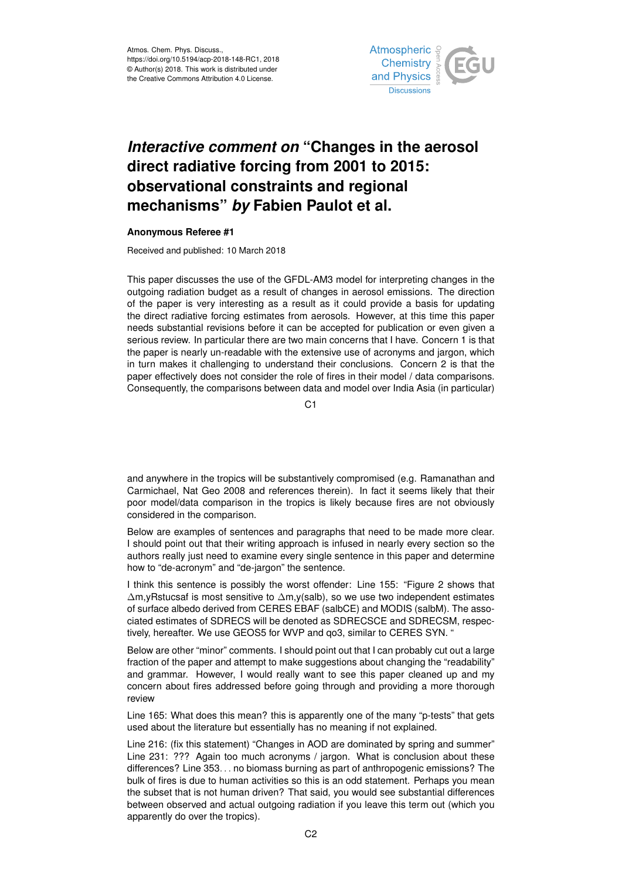Atmos. Chem. Phys. Discuss.,
https://doi.org/10.5194/acp-2018-148-RC1, 2018
© Author(s) 2018. This work is distributed under
the Creative Commons Attribution 4.0 License.

# *Interactive comment on* "Changes in the aerosol direct radiative forcing from 2001 to 2015: observational constraints and regional mechanisms" *by* Fabien Paulot et al.

**Anonymous Referee #1**

Received and published: 10 March 2018

This paper discusses the use of the GFDL-AM3 model for interpreting changes in the outgoing radiation budget as a result of changes in aerosol emissions. The direction of the paper is very interesting as a result as it could provide a basis for updating the direct radiative forcing estimates from aerosols. However, at this time this paper needs substantial revisions before it can be accepted for publication or even given a serious review. In particular there are two main concerns that I have. Concern 1 is that the paper is nearly un-readable with the extensive use of acronyms and jargon, which in turn makes it challenging to understand their conclusions. Concern 2 is that the paper effectively does not consider the role of fires in their model / data comparisons. Consequently, the comparisons between data and model over India Asia (in particular) and anywhere in the tropics will be substantively compromised (e.g. Ramanathan and Carmichael, Nat Geo 2008 and references therein). In fact it seems likely that their poor model/data comparison in the tropics is likely because fires are not obviously considered in the comparison.

Below are examples of sentences and paragraphs that need to be made more clear. I should point out that their writing approach is infused in nearly every section so the authors really just need to examine every single sentence in this paper and determine how to "de-acronym" and "de-jargon" the sentence.

I think this sentence is possibly the worst offender: Line 155: "Figure 2 shows that $\Delta$m,yRstucsaf is most sensitive to $\Delta$m,y(salb), so we use two independent estimates of surface albedo derived from CERES EBAF (salbCE) and MODIS (salbM). The associated estimates of SDRECS will be denoted as SDRECSCE and SDRECSM, respectively, hereafter. We use GEOS5 for WVP and qo3, similar to CERES SYN. "

Below are other "minor" comments. I should point out that I can probably cut out a large fraction of the paper and attempt to make suggestions about changing the "readability" and grammar. However, I would really want to see this paper cleaned up and my concern about fires addressed before going through and providing a more thorough review

Line 165: What does this mean? this is apparently one of the many "p-tests" that gets used about the literature but essentially has no meaning if not explained.

Line 216: (fix this statement) "Changes in AOD are dominated by spring and summer" Line 231: ??? Again too much acronyms / jargon. What is conclusion about these differences? Line 353. . . no biomass burning as part of anthropogenic emissions? The bulk of fires is due to human activities so this is an odd statement. Perhaps you mean the subset that is not human driven? That said, you would see substantial differences between observed and actual outgoing radiation if you leave this term out (which you apparently do over the tropics).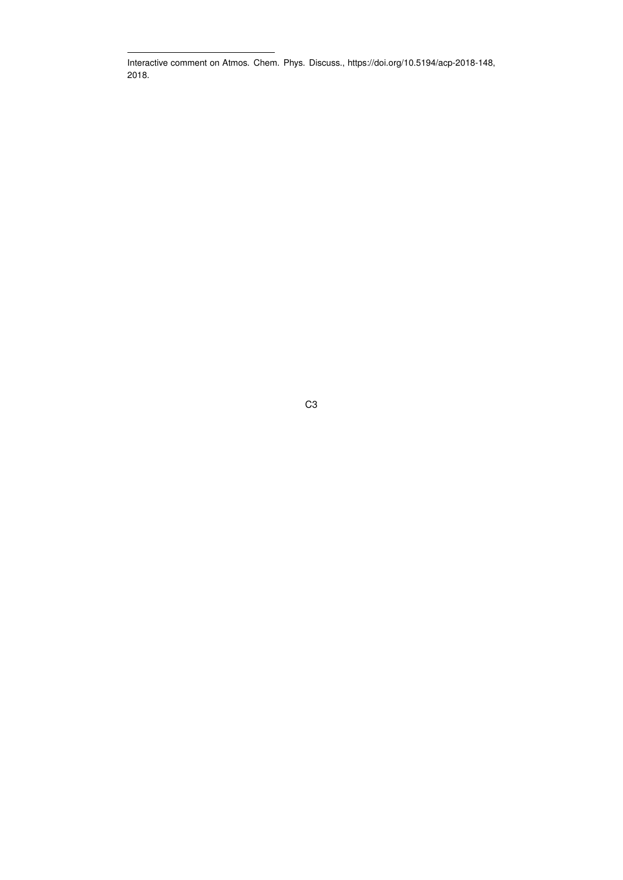Interactive comment on Atmos. Chem. Phys. Discuss., https://doi.org/10.5194/acp-2018-148, 2018.